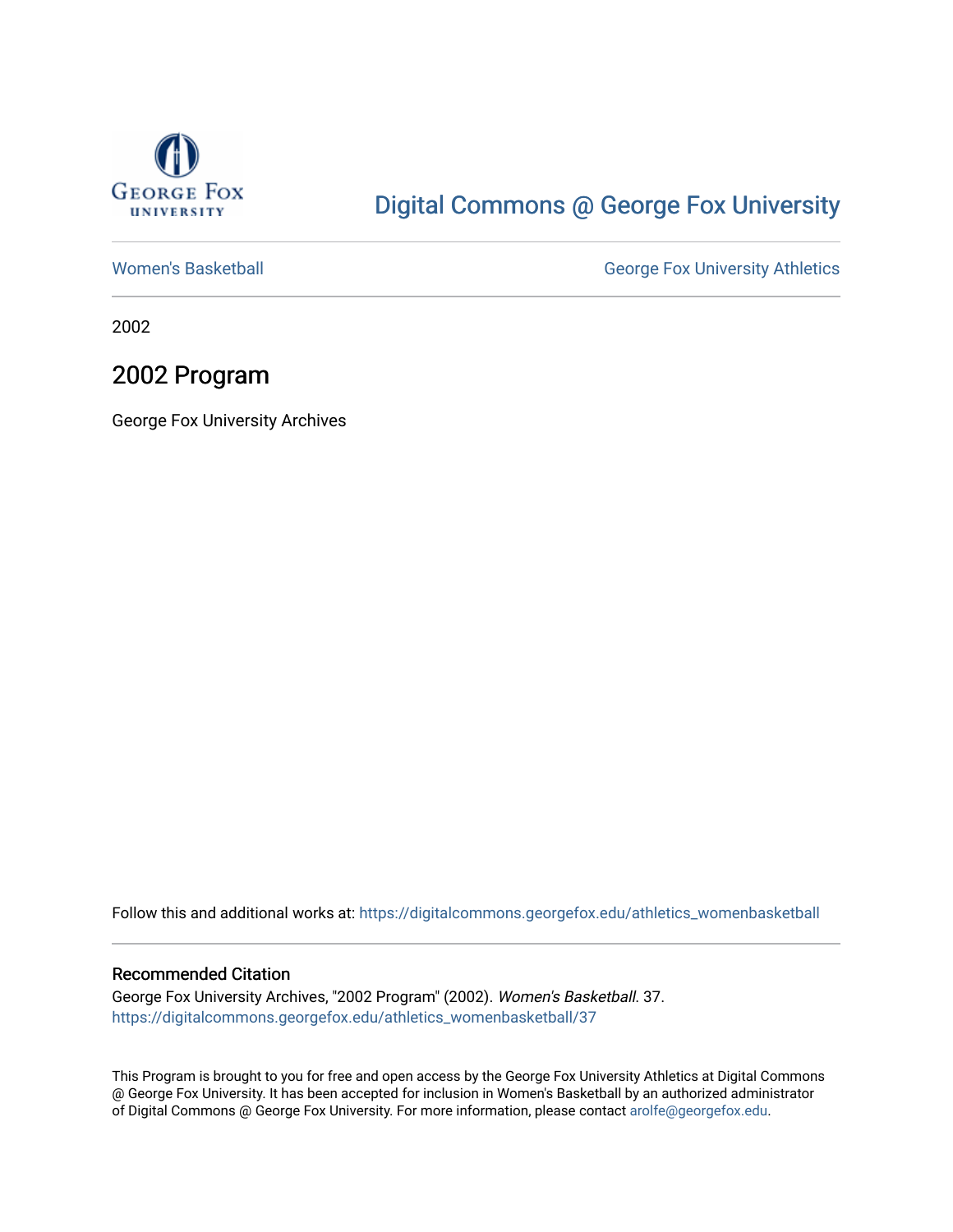George Fox University

# Digital Commons @ George Fox University

Women's Basketball

George Fox University Athletics

2002

## 2002 Program

George Fox University Archives

Follow this and additional works at: https://digitalcommons.georgefox.edu/athletics_womenbasketball

### Recommended Citation

George Fox University Archives, "2002 Program" (2002). *Women's Basketball*. 37.
https://digitalcommons.georgefox.edu/athletics_womenbasketball/37

This Program is brought to you for free and open access by the George Fox University Athletics at Digital Commons @ George Fox University. It has been accepted for inclusion in Women's Basketball by an authorized administrator of Digital Commons @ George Fox University. For more information, please contact arolfe@georgefox.edu.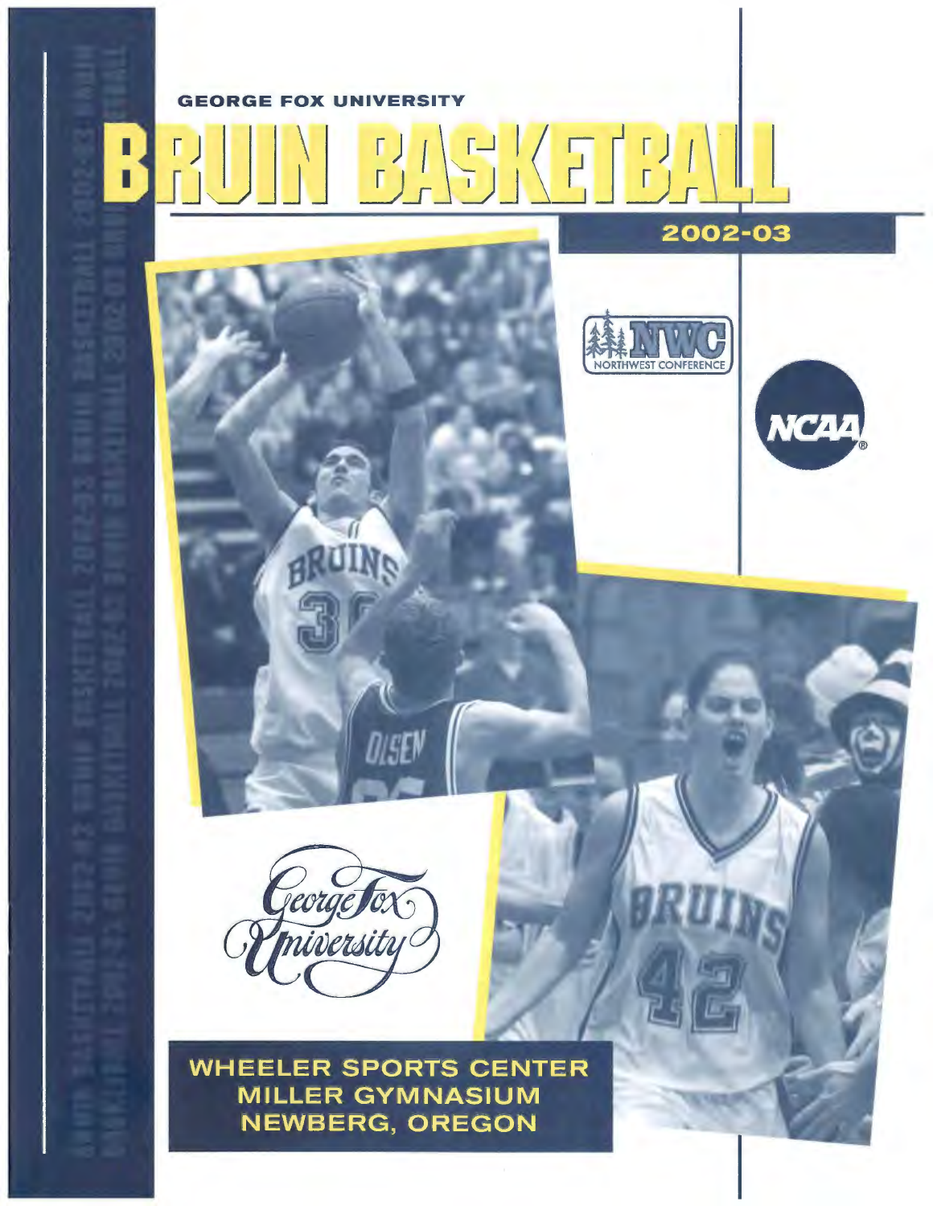GEORGE FOX UNIVERSITY

# BRUIN BASKETBALL

## 2002-03

NWC NORTHWEST CONFERENCE

NCAA

George Fox University

WHEELER SPORTS CENTER
MILLER GYMNASIUM
NEWBERG, OREGON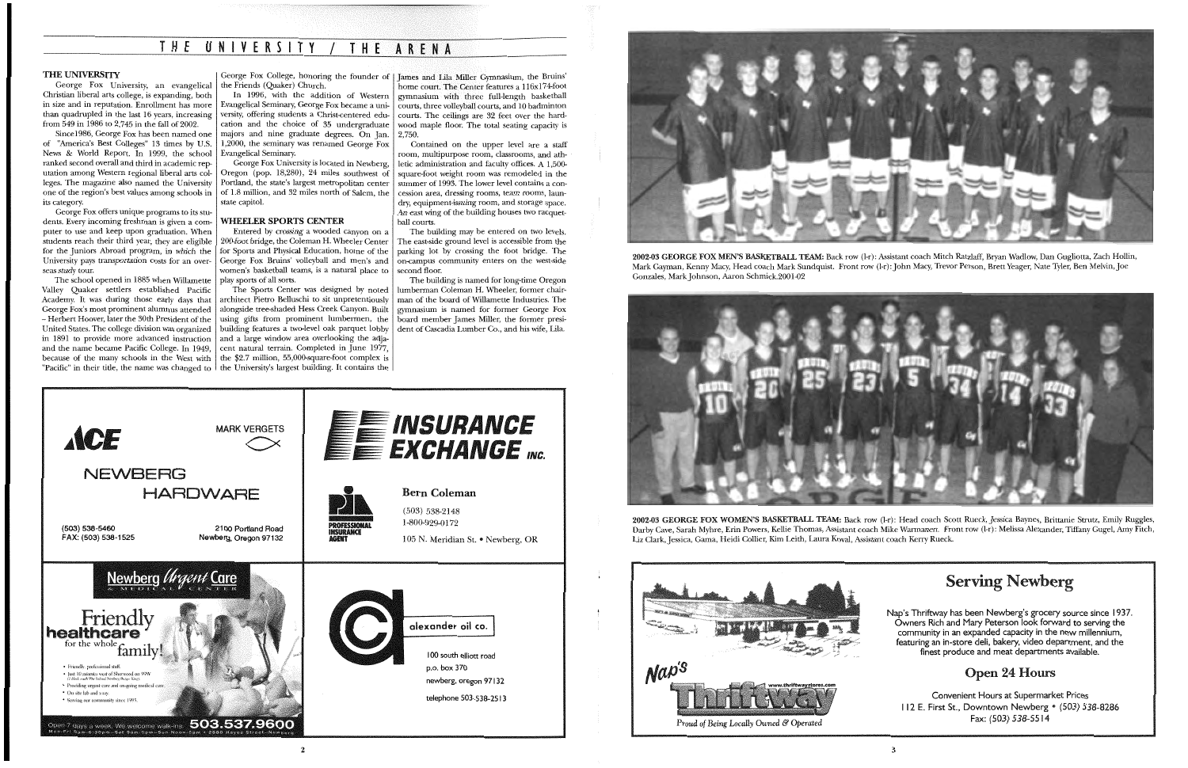# THE UNIVERSITY / THE ARENA

## THE UNIVERSITY

George Fox University, an evangelical Christian liberal arts college, is expanding, both in size and in reputation. Enrollment has more than quadrupled in the last 16 years, increasing from 549 in 1986 to 2,745 in the fall of 2002.

Since1986, George Fox has been named one of "America's Best Colleges" 13 times by U.S. News & World Report. In 1999, the school ranked second overall and third in academic reputation among Western regional liberal arts colleges. The magazine also named the University one of the region's best values among schools in its category.

George Fox offers unique programs to its students. Every incoming freshman is given a computer to use and keep upon graduation. When students reach their third year, they are eligible for the Juniors Abroad program, in which the University pays transportation costs for an overseas study tour.

The school opened in 1885 when Willamette Valley Quaker settlers established Pacific Academy. It was during those early days that George Fox's most prominent alumnus attended – Herbert Hoover, later the 30th President of the United States. The college division was organized in 1891 to provide more advanced instruction and the name became Pacific College. In 1949, because of the many schools in the West with "Pacific" in their title, the name was changed to George Fox College, honoring the founder of the Friends (Quaker) Church.

In 1996, with the addition of Western Evangelical Seminary, George Fox became a university, offering students a Christ-centered education and the choice of 35 undergraduate majors and nine graduate degrees. On Jan. 1,2000, the seminary was renamed George Fox Evangelical Seminary.

George Fox University is located in Newberg, Oregon (pop. 18,280), 24 miles southwest of Portland, the state's largest metropolitan center of 1.8 million, and 32 miles north of Salem, the state capitol.

## WHEELER SPORTS CENTER

Entered by crossing a wooded canyon on a 200-foot bridge, the Coleman H. Wheeler Center for Sports and Physical Education, home of the George Fox Bruins' volleyball and men's and women's basketball teams, is a natural place to play sports of all sorts.

The Sports Center was designed by noted architect Pietro Belluschi to sit unpretentiously alongside tree-shaded Hess Creek Canyon. Built using gifts from prominent lumbermen, the building features a two-level oak parquet lobby and a large window area overlooking the adjacent natural terrain. Completed in June 1977, the $2.7 million, 55,000-square-foot complex is the University's largest building. It contains the James and Lila Miller Gymnasium, the Bruins' home court. The Center features a 116x174-foot gymnasium with three full-length basketball courts, three volleyball courts, and 10 badminton courts. The ceilings are 32 feet over the hardwood maple floor. The total seating capacity is 2,750.

Contained on the upper level are a staff room, multipurpose room, classrooms, and athletic administration and faculty offices. A 1,500-square-foot weight room was remodeled in the summer of 1993. The lower level contains a concession area, dressing rooms, team rooms, laundry, equipment-issuing room, and storage space. An east wing of the building houses two racquetball courts.

The building may be entered on two levels. The east-side ground level is accessible from the parking lot by crossing the foot bridge. The on-campus community enters on the west-side second floor.

The building is named for long-time Oregon lumberman Coleman H. Wheeler, former chairman of the board of Willamette Industries. The gymnasium is named for former George Fox board member James Miller, the former president of Cascadia Lumber Co., and his wife, Lila.

---

**ACE** MARK VERGETS

NEWBERG HARDWARE

(503) 538-5460
FAX: (503) 538-1525

2100 Portland Road
Newberg, Oregon 97132

---

**INSURANCE EXCHANGE INC.**

PROFESSIONAL INSURANCE AGENT

Bern Coleman

(503) 538-2148
1-800-929-0172

105 N. Meridian St. • Newberg, OR

---

Newberg Urgent Care Medical Center

Friendly healthcare for the whole family!

- Friendly, professional staff.
- Just 10 minutes west of Sherwood on 99W
- Providing urgent care and on-going medical care.
- On site lab and x-ray.
- Serving our community since 1995.

Open 7 days a week. We welcome walk-ins. 503.537.9600

---

alexander oil co.

100 south elliott road
p.o. box 370
newberg, oregon 97132
telephone 503-538-2513

---

**2002-03 GEORGE FOX MEN'S BASKETBALL TEAM:** Back row (l-r): Assistant coach Mitch Ratzlaff, Bryan Wadlow, Dan Gugliotta, Zach Hollin, Mark Gayman, Kenny Macy, Head coach Mark Sundquist. Front row (l-r): John Macy, Trevor Person, Brett Yeager, Nate Tyler, Ben Melvin, Joe Gonzales, Mark Johnson, Aaron Schmick.2001-02

**2002-03 GEORGE FOX WOMEN'S BASKETBALL TEAM:** Back row (l-r): Head coach Scott Rueck, Jessica Baynes, Brittanie Strutz, Emily Ruggles, Darby Cave, Sarah Myhre, Erin Powers, Kellie Thomas, Assistant coach Mike Warmazen. Front row (l-r): Melissa Alexander, Tiffany Gugel, Amy Fitch, Liz Clark, Jessica, Gama, Heidi Collier, Kim Leith, Laura Kowal, Assistant coach Kerry Rueck.

---

## Serving Newberg

Nap's Thriftway has been Newberg's grocery source since 1937. Owners Rich and Mary Peterson look forward to serving the community in an expanded capacity in the new millennium, featuring an in-store deli, bakery, video department, and the finest produce and meat departments available.

## Open 24 Hours

Convenient Hours at Supermarket Prices
112 E. First St., Downtown Newberg • (503) 538-8286
Fax: (503) 538-5514

Nap's Thriftway www.thriftwaystores.com
Proud of Being Locally Owned & Operated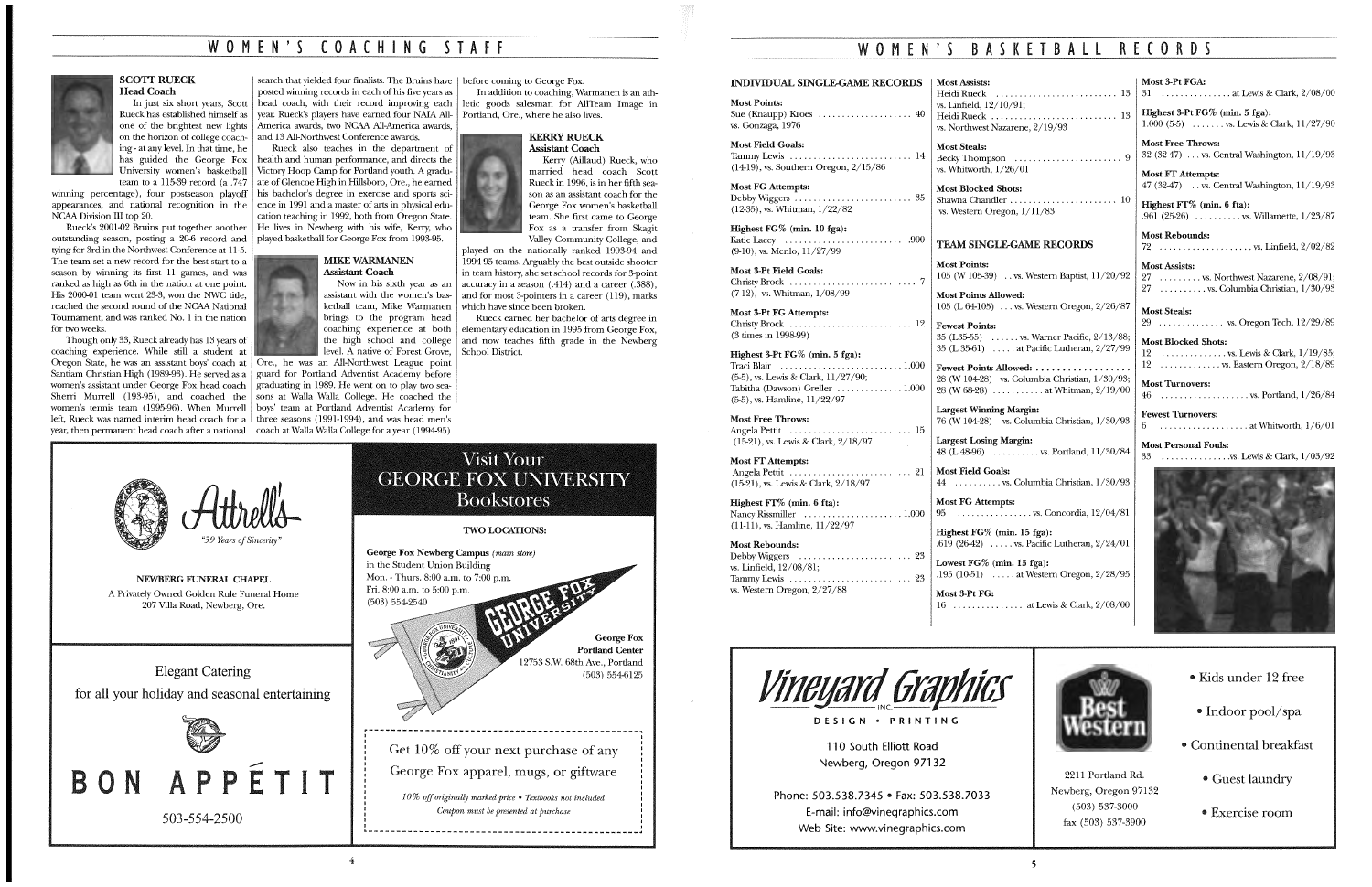# WOMEN'S COACHING STAFF

### SCOTT RUECK
**Head Coach**

In just six short years, Scott Rueck has established himself as one of the brightest new lights on the horizon of college coaching - at any level. In that time, he has guided the George Fox University women's basketball team to a 115-39 record (a .747 winning percentage), four postseason playoff appearances, and national recognition in the NCAA Division III top 20.

Rueck's 2001-02 Bruins put together another outstanding season, posting a 20-6 record and tying for 3rd in the Northwest Conference at 11-5. The team set a new record for the best start to a season by winning its first 11 games, and was ranked as high as 6th in the nation at one point. His 2000-01 team went 23-3, won the NWC title, reached the second round of the NCAA National Tournament, and was ranked No. 1 in the nation for two weeks.

Though only 33, Rueck already has 13 years of coaching experience. While still a student at Oregon State, he was an assistant boys' coach at Santiam Christian High (1989-93). He served as a women's assistant under George Fox head coach Sherri Murrell (1993-95), and coached the women's tennis team (1995-96). When Murrell left, Rueck was named interim head coach for a year, then permanent head coach after a national search that yielded four finalists. The Bruins have posted winning records in each of his five years as head coach, with their record improving each year. Rueck's players have earned four NAIA All-America awards, two NCAA All-America awards, and 13 All-Northwest Conference awards.

Rueck also teaches in the department of health and human performance, and directs the Victory Hoop Camp for Portland youth. A graduate of Glencoe High in Hillsboro, Ore., he earned his bachelor's degree in exercise and sports science in 1991 and a master of arts in physical education teaching in 1992, both from Oregon State. He lives in Newberg with his wife, Kerry, who played basketball for George Fox from 1993-95.

### MIKE WARMANEN
**Assistant Coach**

Now in his sixth year as an assistant with the women's basketball team, Mike Warmanen brings to the program head coaching experience at both the high school and college level. A native of Forest Grove, Ore., he was an All-Northwest League point guard for Portland Adventist Academy before graduating in 1989. He went on to play two seasons at Walla Walla College. He coached the boys' team at Portland Adventist Academy for three seasons (1991-1994), and was head men's coach at Walla Walla College for a year (1994-95) before coming to George Fox.

In addition to coaching, Warmanen is an athletic goods salesman for AllTeam Image in Portland, Ore., where he also lives.

### KERRY RUECK
**Assistant Coach**

Kerry (Aillaud) Rueck, who married head coach Scott Rueck in 1996, is in her fifth season as an assistant coach for the George Fox women's basketball team. She first came to George Fox as a transfer from Skagit Valley Community College, and played on the nationally ranked 1993-94 and 1994-95 teams. Arguably the best outside shooter in team history, she set school records for 3-point accuracy in a season (.414) and a career (.388), and for most 3-pointers in a career (119), marks which have since been broken.

Rueck earned her bachelor of arts degree in elementary education in 1995 from George Fox, and now teaches fifth grade in the Newberg School District.

---

**Attrell's**
*"39 Years of Sincerity"*

NEWBERG FUNERAL CHAPEL
A Privately Owned Golden Rule Funeral Home
207 Villa Road, Newberg, Ore.

---

Visit Your
GEORGE FOX UNIVERSITY
Bookstores

**TWO LOCATIONS:**

**George Fox Newberg Campus** *(main store)*
in the Student Union Building
Mon. - Thurs. 8:00 a.m. to 7:00 p.m.
Fri. 8:00 a.m. to 5:00 p.m.
(503) 554-2540

**George Fox Portland Center**
12753 S.W. 68th Ave., Portland
(503) 554-6125

Get 10% off your next purchase of any George Fox apparel, mugs, or giftware

*10% off originally marked price • Textbooks not included*
*Coupon must be presented at purchase*

---

Elegant Catering
for all your holiday and seasonal entertaining

**BON APPÉTIT**

503-554-2500

---

# WOMEN'S BASKETBALL RECORDS

## INDIVIDUAL SINGLE-GAME RECORDS

**Most Points:**
Sue (Knaupp) Kroes .... 40
vs. Gonzaga, 1976

**Most Field Goals:**
Tammy Lewis .... 14
(14-19), vs. Southern Oregon, 2/15/86

**Most FG Attempts:**
Debby Wiggers .... 35
(12-35), vs. Whitman, 1/22/82

**Highest FG% (min. 10 fga):**
Katie Lacey .... .900
(9-10), vs. Menlo, 11/27/99

**Most 3-Pt Field Goals:**
Christy Brock .... 7
(7-12), vs. Whitman, 1/08/99

**Most 3-Pt FG Attempts:**
Christy Brock .... 12
(3 times in 1998-99)

**Highest 3-Pt FG% (min. 5 fga):**
Traci Blair .... 1.000
(5-5), vs. Lewis & Clark, 11/27/90;
Tabitha (Dawson) Greller .... 1.000
(5-5), vs. Hamline, 11/22/97

**Most Free Throws:**
Angela Pettit .... 15
(15-21), vs. Lewis & Clark, 2/18/97

**Most FT Attempts:**
Angela Pettit .... 21
(15-21), vs. Lewis & Clark, 2/18/97

**Highest FT% (min. 6 fta):**
Nancy Rissmiller .... 1.000
(11-11), vs. Hamline, 11/22/97

**Most Rebounds:**
Debby Wiggers .... 23
vs. Linfield, 12/08/81;
Tammy Lewis .... 23
vs. Western Oregon, 2/27/88

**Most Assists:**
Heidi Rueck .... 13
vs. Linfield, 12/10/91;
Heidi Rueck .... 13
vs. Northwest Nazarene, 2/19/93

**Most Steals:**
Becky Thompson .... 9
vs. Whitworth, 1/26/01

**Most Blocked Shots:**
Shawna Chandler .... 10
vs. Western Oregon, 1/11/83

## TEAM SINGLE-GAME RECORDS

**Most Points:**
105 (W 105-39) .. vs. Western Baptist, 11/20/92

**Most Points Allowed:**
105 (L 64-105) ... vs. Western Oregon, 2/26/87

**Fewest Points:**
35 (L35-55) ...... vs. Warner Pacific, 2/13/88;
35 (L 35-61) ..... at Pacific Lutheran, 2/27/99

**Fewest Points Allowed:**
28 (W 104-28) vs. Columbia Christian, 1/30/93;
28 (W 68-28) .... at Whitman, 2/19/00

**Largest Winning Margin:**
76 (W 104-28) vs. Columbia Christian, 1/30/93

**Largest Losing Margin:**
48 (L 48-96) .... vs. Portland, 11/30/84

**Most Field Goals:**
44 .... vs. Columbia Christian, 1/30/93

**Most FG Attempts:**
95 .... vs. Concordia, 12/04/81

**Highest FG% (min. 15 fga):**
.619 (26-42) ..... vs. Pacific Lutheran, 2/24/01

**Lowest FG% (min. 15 fga):**
.195 (10-51) ..... at Western Oregon, 2/28/95

**Most 3-Pt FG:**
16 .... at Lewis & Clark, 2/08/00

**Most 3-Pt FGA:**
31 .... at Lewis & Clark, 2/08/00

**Highest 3-Pt FG% (min. 5 fga):**
1.000 (5-5) .... vs. Lewis & Clark, 11/27/90

**Most Free Throws:**
32 (32-47) ... vs. Central Washington, 11/19/93

**Most FT Attempts:**
47 (32-47) .. vs. Central Washington, 11/19/93

**Highest FT% (min. 6 fta):**
.961 (25-26) .... vs. Willamette, 1/23/87

**Most Rebounds:**
72 .... vs. Linfield, 2/02/82

**Most Assists:**
27 .... vs. Northwest Nazarene, 2/08/91;
27 .... vs. Columbia Christian, 1/30/93

**Most Steals:**
29 .... vs. Oregon Tech, 12/29/89

**Most Blocked Shots:**
12 .... vs. Lewis & Clark, 1/19/85;
12 .... vs. Eastern Oregon, 2/18/89

**Most Turnovers:**
46 .... vs. Portland, 1/26/84

**Fewest Turnovers:**
6 .... at Whitworth, 1/6/01

**Most Personal Fouls:**
33 .... vs. Lewis & Clark, 1/03/92

---

**Vineyard Graphics INC.**
DESIGN • PRINTING

110 South Elliott Road
Newberg, Oregon 97132

Phone: 503.538.7345 • Fax: 503.538.7033
E-mail: info@vinegraphics.com
Web Site: www.vinegraphics.com

---

**Best Western**

2211 Portland Rd.
Newberg, Oregon 97132
(503) 537-3000
fax (503) 537-3900

- Kids under 12 free
- Indoor pool/spa
- Continental breakfast
- Guest laundry
- Exercise room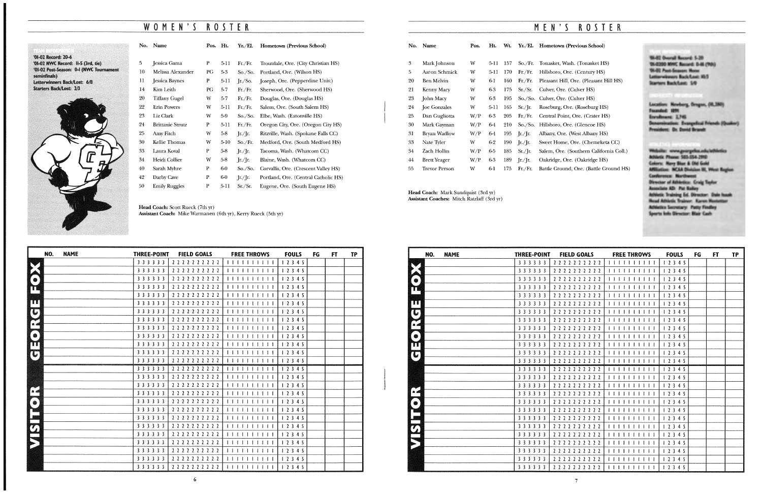## WOMEN'S ROSTER

'01-02 Record: 20-6
'01-02 NWC Record: 11-5 (3rd, tie)
'01-02 Post-Season: 0-1 (NWC Tournament seminfinals)
Letterwinners Back/Lost: 6/8
Starters Back/Lost: 2/3

| No. | Name | Pos. | Ht. | Yr./El. | Hometown (Previous School) |
|---|---|---|---|---|---|
| 5 | Jessica Gama | P | 5-11 | Fr./Fr. | Troutdale, Ore. (City Christian HS) |
| 10 | Melissa Alexander | PG | 5-3 | So./So. | Portland, Ore. (Wilson HS) |
| 11 | Jessica Baynes | P | 5-11 | Jr./So. | Joseph, Ore. (Pepperdine Univ.) |
| 14 | Kim Leith | PG | 5-7 | Fr./Fr. | Sherwood, Ore. (Sherwood HS) |
| 20 | Tiffany Gugel | W | 5-7 | Fr./Fr. | Douglas, Ore. (Douglas HS) |
| 22 | Erin Powers | W | 5-11 | Fr./Fr. | Salem, Ore. (South Salem HS) |
| 23 | Liz Clark | W | 5-9 | So./So. | Elbe, Wash. (Eatonville HS) |
| 24 | Brittanie Strutz | P | 5-11 | Fr./Fr. | Oregon City, Ore. (Oregon City HS) |
| 25 | Amy Fitch | W | 5-8 | Jr./Jr. | Ritzville, Wash. (Spokane Falls CC) |
| 30 | Kellie Thomas | W | 5-10 | So./Fr. | Medford, Ore. (South Medford HS) |
| 33 | Laura Koval | P | 5-8 | Jr./Jr. | Tacoma, Wash. (Whatcom CC) |
| 34 | Heidi Collier | W | 5-8 | Jr./Jr. | Blaine, Wash. (Whatcom CC) |
| 40 | Sarah Myhre | P | 6-0 | So./So. | Corvallis, Ore. (Crescent Valley HS) |
| 42 | Darby Cave | P | 6-0 | Jr./Jr. | Portland, Ore. (Central Catholic HS) |
| 50 | Emily Ruggles | P | 5-11 | Sr./Sr. | Eugene, Ore. (South Eugene HS) |

**Head Coach:** Scott Rueck (7th yr)
**Assistant Coach:** Mike Warmanen (6th yr), Kerry Rueck (5th yr)

| | NO. | NAME | THREE-POINT | FIELD GOALS | FREE THROWS | FOULS | FG | FT | TP |
|---|---|---|---|---|---|---|---|---|---|
| GEORGE FOX | | | 3 3 3 3 3 3 | 2 2 2 2 2 2 2 2 2 2 | 1 1 1 1 1 1 1 1 1 1 | 1 2 3 4 5 | | | |
| | | | 3 3 3 3 3 3 | 2 2 2 2 2 2 2 2 2 2 | 1 1 1 1 1 1 1 1 1 1 | 1 2 3 4 5 | | | |
| | | | 3 3 3 3 3 3 | 2 2 2 2 2 2 2 2 2 2 | 1 1 1 1 1 1 1 1 1 1 | 1 2 3 4 5 | | | |
| | | | 3 3 3 3 3 3 | 2 2 2 2 2 2 2 2 2 2 | 1 1 1 1 1 1 1 1 1 1 | 1 2 3 4 5 | | | |
| | | | 3 3 3 3 3 3 | 2 2 2 2 2 2 2 2 2 2 | 1 1 1 1 1 1 1 1 1 1 | 1 2 3 4 5 | | | |
| | | | 3 3 3 3 3 3 | 2 2 2 2 2 2 2 2 2 2 | 1 1 1 1 1 1 1 1 1 1 | 1 2 3 4 5 | | | |
| | | | 3 3 3 3 3 3 | 2 2 2 2 2 2 2 2 2 2 | 1 1 1 1 1 1 1 1 1 1 | 1 2 3 4 5 | | | |
| | | | 3 3 3 3 3 3 | 2 2 2 2 2 2 2 2 2 2 | 1 1 1 1 1 1 1 1 1 1 | 1 2 3 4 5 | | | |
| | | | 3 3 3 3 3 3 | 2 2 2 2 2 2 2 2 2 2 | 1 1 1 1 1 1 1 1 1 1 | 1 2 3 4 5 | | | |
| | | | 3 3 3 3 3 3 | 2 2 2 2 2 2 2 2 2 2 | 1 1 1 1 1 1 1 1 1 1 | 1 2 3 4 5 | | | |
| | | | 3 3 3 3 3 3 | 2 2 2 2 2 2 2 2 2 2 | 1 1 1 1 1 1 1 1 1 1 | 1 2 3 4 5 | | | |
| | | | 3 3 3 3 3 3 | 2 2 2 2 2 2 2 2 2 2 | 1 1 1 1 1 1 1 1 1 1 | 1 2 3 4 5 | | | |
| | | | 3 3 3 3 3 3 | 2 2 2 2 2 2 2 2 2 2 | 1 1 1 1 1 1 1 1 1 1 | 1 2 3 4 5 | | | |
| VISITOR | | | 3 3 3 3 3 3 | 2 2 2 2 2 2 2 2 2 2 | 1 1 1 1 1 1 1 1 1 1 | 1 2 3 4 5 | | | |
| | | | 3 3 3 3 3 3 | 2 2 2 2 2 2 2 2 2 2 | 1 1 1 1 1 1 1 1 1 1 | 1 2 3 4 5 | | | |
| | | | 3 3 3 3 3 3 | 2 2 2 2 2 2 2 2 2 2 | 1 1 1 1 1 1 1 1 1 1 | 1 2 3 4 5 | | | |
| | | | 3 3 3 3 3 3 | 2 2 2 2 2 2 2 2 2 2 | 1 1 1 1 1 1 1 1 1 1 | 1 2 3 4 5 | | | |
| | | | 3 3 3 3 3 3 | 2 2 2 2 2 2 2 2 2 2 | 1 1 1 1 1 1 1 1 1 1 | 1 2 3 4 5 | | | |
| | | | 3 3 3 3 3 3 | 2 2 2 2 2 2 2 2 2 2 | 1 1 1 1 1 1 1 1 1 1 | 1 2 3 4 5 | | | |
| | | | 3 3 3 3 3 3 | 2 2 2 2 2 2 2 2 2 2 | 1 1 1 1 1 1 1 1 1 1 | 1 2 3 4 5 | | | |
| | | | 3 3 3 3 3 3 | 2 2 2 2 2 2 2 2 2 2 | 1 1 1 1 1 1 1 1 1 1 | 1 2 3 4 5 | | | |
| | | | 3 3 3 3 3 3 | 2 2 2 2 2 2 2 2 2 2 | 1 1 1 1 1 1 1 1 1 1 | 1 2 3 4 5 | | | |
| | | | 3 3 3 3 3 3 | 2 2 2 2 2 2 2 2 2 2 | 1 1 1 1 1 1 1 1 1 1 | 1 2 3 4 5 | | | |
| | | | 3 3 3 3 3 3 | 2 2 2 2 2 2 2 2 2 2 | 1 1 1 1 1 1 1 1 1 1 | 1 2 3 4 5 | | | |
| | | | 3 3 3 3 3 3 | 2 2 2 2 2 2 2 2 2 2 | 1 1 1 1 1 1 1 1 1 1 | 1 2 3 4 5 | | | |
| | | | 3 3 3 3 3 3 | 2 2 2 2 2 2 2 2 2 2 | 1 1 1 1 1 1 1 1 1 1 | 1 2 3 4 5 | | | |

## MEN'S ROSTER

| No. | Name | Pos. | Ht. | Wt. | Yr./El. | Hometown (Previous School) |
|---|---|---|---|---|---|---|
| 3 | Mark Johnson | W | 5-11 | 157 | So./Fr. | Tonasket, Wash. (Tonasket HS) |
| 5 | Aaron Schmick | W | 5-11 | 170 | Fr./Fr. | Hillsboro, Ore. (Century HS) |
| 20 | Ben Melvin | W | 6-1 | 160 | Fr./Fr. | Pleasant Hill, Ore. (Pleasant Hill HS) |
| 21 | Kenny Macy | W | 6-3 | 175 | Sr./Sr. | Culver, Ore. (Culver HS) |
| 23 | John Macy | W | 6-3 | 195 | So./So. | Culver, Ore. (Culver HS) |
| 24 | Joe Gonzales | W | 5-11 | 165 | Sr./Jr. | Roseburg, Ore. (Roseburg HS) |
| 25 | Dan Gugliotta | W/P | 6-3 | 205 | Fr./Fr. | Central Point, Ore. (Crater HS) |
| 30 | Mark Gayman | W/P | 6-4 | 210 | So./So. | Hillsboro, Ore. (Glencoe HS) |
| 31 | Bryan Wadlow | W/P | 6-4 | 195 | Jr./Jr. | Albany, Ore. (West Albany HS) |
| 33 | Nate Tyler | W | 6-2 | 190 | Jr./Jr. | Sweet Home, Ore. (Chemeketa CC) |
| 34 | Zach Hollin | W/P | 6-5 | 185 | Sr./Jr. | Salem, Ore. (Southern California Coll.) |
| 44 | Brett Yeager | W/P | 6-3 | 189 | Jr./Jr. | Oakridge, Ore. (Oakridge HS) |
| 55 | Trevor Person | W | 6-1 | 175 | Fr./Fr. | Battle Ground, Ore. (Battle Ground HS) |

**Head Coach:** Mark Sundquist (3rd yr)
**Assistant Coaches:** Mitch Ratzlaff (3rd yr)

| | NO. | NAME | THREE-POINT | FIELD GOALS | FREE THROWS | FOULS | FG | FT | TP |
|---|---|---|---|---|---|---|---|---|---|
| GEORGE FOX | | | 3 3 3 3 3 3 | 2 2 2 2 2 2 2 2 2 2 | 1 1 1 1 1 1 1 1 1 1 | 1 2 3 4 5 | | | |
| | | | 3 3 3 3 3 3 | 2 2 2 2 2 2 2 2 2 2 | 1 1 1 1 1 1 1 1 1 1 | 1 2 3 4 5 | | | |
| | | | 3 3 3 3 3 3 | 2 2 2 2 2 2 2 2 2 2 | 1 1 1 1 1 1 1 1 1 1 | 1 2 3 4 5 | | | |
| | | | 3 3 3 3 3 3 | 2 2 2 2 2 2 2 2 2 2 | 1 1 1 1 1 1 1 1 1 1 | 1 2 3 4 5 | | | |
| | | | 3 3 3 3 3 3 | 2 2 2 2 2 2 2 2 2 2 | 1 1 1 1 1 1 1 1 1 1 | 1 2 3 4 5 | | | |
| | | | 3 3 3 3 3 3 | 2 2 2 2 2 2 2 2 2 2 | 1 1 1 1 1 1 1 1 1 1 | 1 2 3 4 5 | | | |
| | | | 3 3 3 3 3 3 | 2 2 2 2 2 2 2 2 2 2 | 1 1 1 1 1 1 1 1 1 1 | 1 2 3 4 5 | | | |
| | | | 3 3 3 3 3 3 | 2 2 2 2 2 2 2 2 2 2 | 1 1 1 1 1 1 1 1 1 1 | 1 2 3 4 5 | | | |
| | | | 3 3 3 3 3 3 | 2 2 2 2 2 2 2 2 2 2 | 1 1 1 1 1 1 1 1 1 1 | 1 2 3 4 5 | | | |
| | | | 3 3 3 3 3 3 | 2 2 2 2 2 2 2 2 2 2 | 1 1 1 1 1 1 1 1 1 1 | 1 2 3 4 5 | | | |
| | | | 3 3 3 3 3 3 | 2 2 2 2 2 2 2 2 2 2 | 1 1 1 1 1 1 1 1 1 1 | 1 2 3 4 5 | | | |
| | | | 3 3 3 3 3 3 | 2 2 2 2 2 2 2 2 2 2 | 1 1 1 1 1 1 1 1 1 1 | 1 2 3 4 5 | | | |
| | | | 3 3 3 3 3 3 | 2 2 2 2 2 2 2 2 2 2 | 1 1 1 1 1 1 1 1 1 1 | 1 2 3 4 5 | | | |
| VISITOR | | | 3 3 3 3 3 3 | 2 2 2 2 2 2 2 2 2 2 | 1 1 1 1 1 1 1 1 1 1 | 1 2 3 4 5 | | | |
| | | | 3 3 3 3 3 3 | 2 2 2 2 2 2 2 2 2 2 | 1 1 1 1 1 1 1 1 1 1 | 1 2 3 4 5 | | | |
| | | | 3 3 3 3 3 3 | 2 2 2 2 2 2 2 2 2 2 | 1 1 1 1 1 1 1 1 1 1 | 1 2 3 4 5 | | | |
| | | | 3 3 3 3 3 3 | 2 2 2 2 2 2 2 2 2 2 | 1 1 1 1 1 1 1 1 1 1 | 1 2 3 4 5 | | | |
| | | | 3 3 3 3 3 3 | 2 2 2 2 2 2 2 2 2 2 | 1 1 1 1 1 1 1 1 1 1 | 1 2 3 4 5 | | | |
| | | | 3 3 3 3 3 3 | 2 2 2 2 2 2 2 2 2 2 | 1 1 1 1 1 1 1 1 1 1 | 1 2 3 4 5 | | | |
| | | | 3 3 3 3 3 3 | 2 2 2 2 2 2 2 2 2 2 | 1 1 1 1 1 1 1 1 1 1 | 1 2 3 4 5 | | | |
| | | | 3 3 3 3 3 3 | 2 2 2 2 2 2 2 2 2 2 | 1 1 1 1 1 1 1 1 1 1 | 1 2 3 4 5 | | | |
| | | | 3 3 3 3 3 3 | 2 2 2 2 2 2 2 2 2 2 | 1 1 1 1 1 1 1 1 1 1 | 1 2 3 4 5 | | | |
| | | | 3 3 3 3 3 3 | 2 2 2 2 2 2 2 2 2 2 | 1 1 1 1 1 1 1 1 1 1 | 1 2 3 4 5 | | | |
| | | | 3 3 3 3 3 3 | 2 2 2 2 2 2 2 2 2 2 | 1 1 1 1 1 1 1 1 1 1 | 1 2 3 4 5 | | | |
| | | | 3 3 3 3 3 3 | 2 2 2 2 2 2 2 2 2 2 | 1 1 1 1 1 1 1 1 1 1 | 1 2 3 4 5 | | | |
| | | | 3 3 3 3 3 3 | 2 2 2 2 2 2 2 2 2 2 | 1 1 1 1 1 1 1 1 1 1 | 1 2 3 4 5 | | | |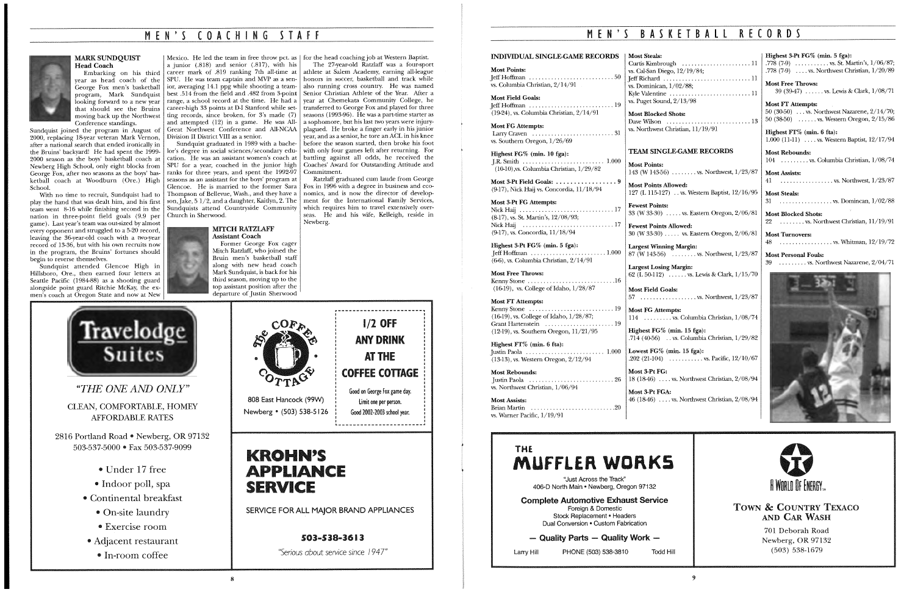## MEN'S COACHING STAFF

### MARK SUNDQUIST
**Head Coach**

Embarking on his third year as head coach of the George Fox men's basketball program, Mark Sundquist looking forward to a new year that should see the Bruins moving back up the Northwest Conference standings.

Sundquist joined the program in August of 2000, replacing 18-year veteran Mark Vernon, after a national search that ended ironically in the Bruins' backyard! He had spent the 1999-2000 season as the boys' basketball coach at Newberg High School, only eight blocks from George Fox, after two seasons as the boys' basketball coach at Woodburn (Ore.) High School.

With no time to recruit, Sundquist had to play the hand that was dealt him, and his first team went 8-16 while finishing second in the nation in three-point field goals (9.9 per game). Last year's team was out-sized by almost every opponent and struggled to a 5-20 record, leaving the 36-year-old coach with a two-year record of 13-36, but with his own recruits now in the program, the Bruins' fortunes should begin to reverse themselves.

Sundquist attended Glencoe High in Hillsboro, Ore., then earned four letters at Seattle Pacific (1984-88) as a shooting guard alongside point guard Ritchie McKay, the ex-men's coach at Oregon State and now at New Mexico. He led the team in free throw pct. as a junior (.818) and senior (.817), with his career mark of .819 ranking 7th all-time at SPU. He was team captain and MVP as a senior, averaging 14.1 ppg while shooting a team-best .514 from the field and .482 from 3-point range, a school record at the time. He had a career-high 33 points at D-I Stanford while setting records, since broken, for 3's made (7) and attempted (12) in a game. He was All-Great Northwest Conference and All-NCAA Division II District VIII as a senior.

Sundquist graduated in 1989 with a bachelor's degree in social sciences/secondary education. He was an assistant women's coach at SPU for a year, coached in the junior high ranks for three years, and spent the 1992-97 seasons as an assistant for the boys' program at Glencoe. He is married to the former Sara Thompson of Bellevue, Wash., and they have a son, Jake, 5 1/2, and a daughter, Kaitlyn, 2. The Sundquists attend Countryside Community Church in Sherwood.

### MITCH RATZLAFF
**Assistant Coach**

Former George Fox cager Mitch Ratzlaff, who joined the Bruin men's basketball staff along with new head coach Mark Sundquist, is back for his third season, moving up to the top assistant position after the departure of Justin Sherwood for the head coaching job at Western Baptist.

The 27-year-old Ratzlaff was a four-sport athlete at Salem Academy, earning all-league honors in soccer, basketball and track while also running cross country. He was named Senior Christian Athlete of the Year. After a year at Chemeketa Community College, he transferred to George Fox and played for three seasons (1993-96). He was a part-time starter as a sophomore, but his last two years were injury-plagued. He broke a finger early in his junior year, and as a senior, he tore an ACL in his knee before the season started, then broke his foot with only four games left after returning. For battling against all odds, he received the Coaches' Award for Outstanding Attitude and Commitment.

Ratzlaff graduated cum laude from George Fox in 1996 with a degree in business and economics, and is now the director of development for the International Family Services, which requires him to travel extensively overseas. He and his wife, Kelleigh, reside in Newberg.

---

**Travelodge Suites**

*"THE ONE AND ONLY"*

CLEAN, COMFORTABLE, HOMEY AFFORDABLE RATES

2816 Portland Road • Newberg, OR 97132
503-537-5000 • Fax 503-537-9099

- Under 17 free
- Indoor poll, spa
- Continental breakfast
- On-site laundry
- Exercise room
- Adjacent restaurant
- In-room coffee

---

**The Coffee Cottage**

808 East Hancock (99W)
Newberg • (503) 538-5126

**1/2 OFF ANY DRINK AT THE COFFEE COTTAGE**

Good on George Fox game day.
Limit one per person.
Good 2002-2003 school year.

---

**KROHN'S APPLIANCE SERVICE**

SERVICE FOR ALL MAJOR BRAND APPLIANCES

**503-538-3613**

*"Serious about service since 1947"*

---

## MEN'S BASKETBALL RECORDS

### INDIVIDUAL SINGLE-GAME RECORDS

**Most Points:**
Jeff Hoffman ..... 50
vs. Columbia Christian, 2/14/91

**Most Field Goals:**
Jeff Hoffman ..... 19
(19-24), vs. Columbia Christian, 2/14/91

**Most FG Attempts:**
Larry Craven ..... 31
vs. Southern Oregon, 1/26/69

**Highest FG% (min. 10 fga):**
J.R. Smith ..... 1.000
(10-10),vs. Columbia Christian, 1/29/82

**Most 3-Pt Field Goals:** ..... 9
(9-17), Nick Haij vs. Concordia, 11/18/94

**Most 3-Pt FG Attempts:**
Nick Haij ..... 17
(8-17), vs. St. Martin's, 12/08/93;
Nick Haij ..... 17
(9-17), vs. Concordia, 11/18/94

**Highest 3-Pt FG% (min. 5 fga):**
Jeff Hoffman ..... 1.000
(6-6), vs. Columbia Christian, 2/14/91

**Most Free Throws:**
Kenny Stone ..... 16
(16-19), vs. College of Idaho, 1/28/87

**Most FT Attempts:**
Kenny Stone ..... 19
(16-19), vs. College of Idaho, 1/28/87;
Grant Hartenstein ..... 19
(12-19), vs. Southern Oregon, 11/21/95

**Highest FT% (min. 6 fta):**
Justin Paola ..... 1.000
(13-13), vs. Western Oregon, 2/12/94

**Most Rebounds:**
Justin Paola ..... 26
vs. Northwest Christian, 1/06/94

**Most Assists:**
Brian Martin ..... 20
vs. Warner Pacific, 1/19/91

**Most Steals:**
Curtis Kimbrough ..... 11
vs. Cal-San Diego, 12/19/84;
Jeff Richard ..... 11
vs. Dominican, 1/02/88;
Kyle Valentine ..... 11
vs. Puget Sound, 2/13/98

**Most Blocked Shots:**
Dave Wilson ..... 13
vs. Northwest Christian, 11/19/91

### TEAM SINGLE-GAME RECORDS

**Most Points:**
143 (W 143-56) ..... vs. Northwest, 1/23/87

**Most Points Allowed:**
127 (L 115-127) .. vs. Western Baptist, 12/16/95

**Fewest Points:**
33 (W 33-30) ..... vs. Eastern Oregon, 2/06/81

**Fewest Points Allowed:**
30 (W 33-30) ..... vs. Eastern Oregon, 2/06/81

**Largest Winning Margin:**
87 (W 143-56) ..... vs. Northwest, 1/23/87

**Largest Losing Margin:**
62 (L 50-112) ..... vs. Lewis & Clark, 1/15/70

**Most Field Goals:**
57 ..... vs. Northwest, 1/23/87

**Most FG Attempts:**
114 ..... vs. Columbia Christian, 1/08/74

**Highest FG% (min. 15 fga):**
.714 (40-56) .. vs. Columbia Christian, 1/29/82

**Lowest FG% (min. 15 fga):**
.202 (21-104) ..... vs. Pacific, 12/10/67

**Most 3-Pt FG:**
18 (18-46) .... vs. Northwest Christian, 2/08/94

**Most 3-Pt FGA:**
46 (18-46) .... vs. Northwest Christian, 2/08/94

**Highest 3-Pt FG% (min. 5 fga):**
.778 (7-9) ..... vs. St. Martin's, 1/06/87;
.778 (7-9) .... vs. Northwest Christian, 1/20/89

**Most Free Throws:**
39 (39-47) ..... vs. Lewis & Clark, 1/08/71

**Most FT Attempts:**
50 (30-50) ... vs. Northwest Nazarene, 2/14/70;
50 (38-50) ..... vs. Western Oregon, 2/15/86

**Highest FT% (min. 6 fta):**
1.000 (11-11) .... vs. Western Baptist, 12/17/94

**Most Rebounds:**
104 ..... vs. Columbia Christian, 1/08/74

**Most Assists:**
41 ..... vs. Northwest, 1/23/87

**Most Steals:**
31 ..... vs. Domincan, 1/02/88

**Most Blocked Shots:**
22 ..... vs. Northwest Christian, 11/19/91

**Most Turnovers:**
48 ..... vs. Whitman, 12/19/72

**Most Personal Fouls:**
39 ..... vs. Northwest Nazarene, 2/04/71

---

**THE MUFFLER WORKS**

"Just Across the Track"
406-D North Main • Newberg, Oregon 97132

**Complete Automotive Exhaust Service**
Foreign & Domestic
Stock Replacement • Headers
Dual Conversion • Custom Fabrication

**— Quality Parts — Quality Work —**

Larry Hill PHONE (503) 538-3810 Todd Hill

---

A WORLD OF ENERGY.

**TOWN & COUNTRY TEXACO AND CAR WASH**

701 Deborah Road
Newberg, OR 97132
(503) 538-1679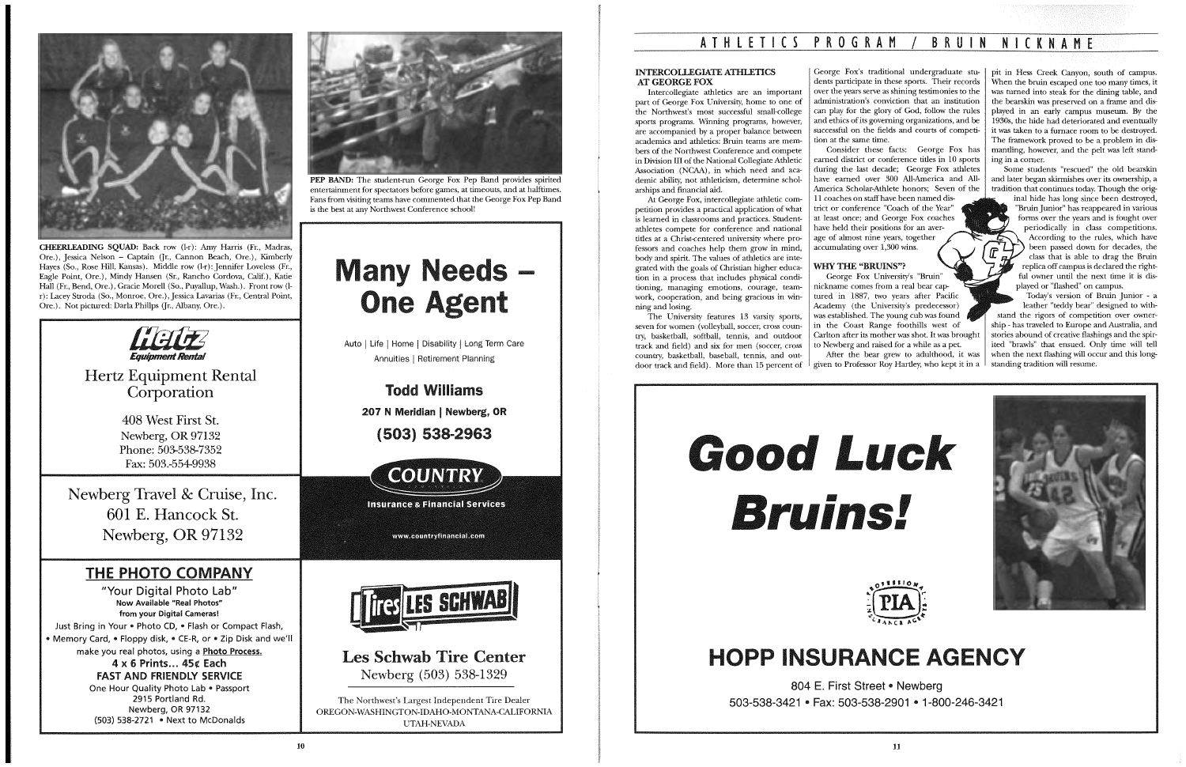**CHEERLEADING SQUAD:** Back row (l-r): Amy Harris (Fr., Madras, Ore.), Jessica Nelson – Captain (Jr., Cannon Beach, Ore.), Kimberly Hayes (So., Rose Hill, Kansas). Middle row (l-r): Jennifer Loveless (Fr., Eagle Point, Ore.), Mindy Hansen (Sr., Rancho Cordova, Calif.), Katie Hall (Fr., Bend, Ore.), Gracie Morell (So., Puyallup, Wash.). Front row (l-r): Lacey Stroda (So., Monroe, Ore.), Jessica Lavarias (Fr., Central Point, Ore.). Not pictured: Darla Phillps (Jr., Albany, Ore.).

**PEP BAND:** The student-run George Fox Pep Band provides spirited entertainment for spectators before games, at timeouts, and at halftimes. Fans from visiting teams have commented that the George Fox Pep Band is the best at any Northwest Conference school!

Hertz Equipment Rental

Hertz Equipment Rental Corporation

408 West First St.
Newberg, OR 97132
Phone: 503-538-7352
Fax: 503.-554-9938

Newberg Travel & Cruise, Inc.
601 E. Hancock St.
Newberg, OR 97132

**THE PHOTO COMPANY**

"Your Digital Photo Lab"
**Now Available "Real Photos" from your Digital Cameras!**
Just Bring in Your • Photo CD, • Flash or Compact Flash, • Memory Card, • Floppy disk, • CE-R, or • Zip Disk and we'll make you real photos, using a Photo Process.
**4 x 6 Prints... 45¢ Each**
**FAST AND FRIENDLY SERVICE**
One Hour Quality Photo Lab • Passport
2915 Portland Rd.
Newberg, OR 97132
(503) 538-2721 • Next to McDonalds

# Many Needs – One Agent

Auto | Life | Home | Disability | Long Term Care
Annuities | Retirement Planning

**Todd Williams**
**207 N Meridian | Newberg, OR**
**(503) 538-2963**

COUNTRY Insurance & Financial Services
www.countryfinancial.com

Tires LES SCHWAB

**Les Schwab Tire Center**
Newberg (503) 538-1329

The Northwest's Largest Independent Tire Dealer
OREGON-WASHINGTON-IDAHO-MONTANA-CALIFORNIA UTAH-NEVADA

# ATHLETICS PROGRAM / BRUIN NICKNAME

### INTERCOLLEGIATE ATHLETICS AT GEORGE FOX

Intercollegiate athletics are an important part of George Fox University, home to one of the Northwest's most successful small-college sports programs. Winning programs, however, are accompanied by a proper balance between academics and athletics: Bruin teams are members of the Northwest Conference and compete in Division III of the National Collegiate Athletic Association (NCAA), in which need and academic ability, not athleticism, determine scholarships and financial aid.

At George Fox, intercollegiate athletic competition provides a practical application of what is learned in classrooms and practices. Student-athletes compete for conference and national titles at a Christ-centered university where professors and coaches help them grow in mind, body and spirit. The values of athletics are integrated with the goals of Christian higher education in a process that includes physical conditioning, managing emotions, courage, teamwork, cooperation, and being gracious in winning and losing.

The University features 13 varsity sports, seven for women (volleyball, soccer, cross country, basketball, softball, tennis, and outdoor track and field) and six for men (soccer, cross country, basketball, baseball, tennis, and outdoor track and field). More than 15 percent of George Fox's traditional undergraduate students participate in these sports. Their records over the years serve as shining testimonies to the administration's conviction that an institution can play for the glory of God, follow the rules and ethics of its governing organizations, and be successful on the fields and courts of competition at the same time.

Consider these facts: George Fox has earned district or conference titles in 10 sports during the last decade; George Fox athletes have earned over 300 All-America and All-America Scholar-Athlete honors; Seven of the 11 coaches on staff have been named district or conference "Coach of the Year" at least once; and George Fox coaches have held their positions for an average of almost nine years, together accumulating over 1,300 wins.

### WHY THE "BRUINS"?

George Fox University's "Bruin" nickname comes from a real bear captured in 1887, two years after Pacific Academy (the University's predecessor) was established. The young cub was found in the Coast Range foothills west of Carlton after its mother was shot. It was brought to Newberg and raised for a while as a pet.

After the bear grew to adulthood, it was given to Professor Roy Hartley, who kept it in a pit in Hess Creek Canyon, south of campus. When the bruin escaped one too many times, it was turned into steak for the dining table, and the bearskin was preserved on a frame and displayed in an early campus museum. By the 1930s, the hide had deteriorated and eventually it was taken to a furnace room to be destroyed. The framework proved to be a problem in dismantling, however, and the pelt was left standing in a corner.

Some students "rescued" the old bearskin and later began skirmishes over its ownership, a tradition that continues today. Though the original hide has long since been destroyed, "Bruin Junior" has reappeared in various forms over the years and is fought over periodically in class competitions. According to the rules, which have been passed down for decades, the class that is able to drag the Bruin replica off campus is declared the rightful owner until the next time it is displayed or "flashed" on campus.

Today's version of Bruin Junior - a leather "teddy bear" designed to withstand the rigors of competition over ownership - has traveled to Europe and Australia, and stories abound of creative flashings and the spirited "brawls" that ensued. Only time will tell when the next flashing will occur and this long-standing tradition will resume.

# Good Luck Bruins!

PIA Professional Insurance Agents

## HOPP INSURANCE AGENCY

804 E. First Street • Newberg
503-538-3421 • Fax: 503-538-2901 • 1-800-246-3421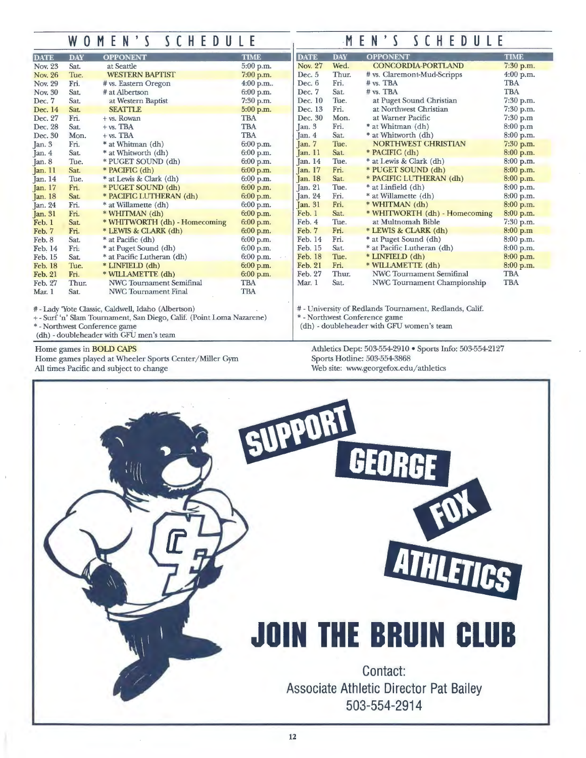## WOMEN'S SCHEDULE

| DATE | DAY | OPPONENT | TIME |
|---|---|---|---|
| Nov. 23 | Sat. | at Seattle | 5:00 p.m. |
| Nov. 26 | Tue. | WESTERN BAPTIST | 7:00 p.m. |
| Nov. 29 | Fri. | # vs. Eastern Oregon | 4:00 p.m.. |
| Nov. 30 | Sat. | # at Albertson | 6:00 p.m. |
| Dec. 7 | Sat. | at Western Baptist | 7:30 p.m. |
| Dec. 14 | Sat. | SEATTLE | 5:00 p.m. |
| Dec. 27 | Fri. | + vs. Rowan | TBA |
| Dec. 28 | Sat. | + vs. TBA | TBA |
| Dec. 30 | Mon. | + vs. TBA | TBA |
| Jan. 3 | Fri. | * at Whitman (dh) | 6:00 p.m. |
| Jan. 4 | Sat. | * at Whitworth (dh) | 6:00 p.m. |
| Jan. 8 | Tue. | * PUGET SOUND (dh) | 6:00 p.m. |
| Jan. 11 | Sat. | * PACIFIC (dh) | 6:00 p.m. |
| Jan. 14 | Tue. | * at Lewis & Clark (dh) | 6:00 p.m. |
| Jan. 17 | Fri. | * PUGET SOUND (dh) | 6:00 p.m. |
| Jan. 18 | Sat. | * PACIFIC LUTHERAN (dh) | 6:00 p.m. |
| Jan. 24 | Fri. | * at Willamette (dh) | 6:00 p.m. |
| Jan. 31 | Fri. | * WHITMAN (dh) | 6:00 p.m. |
| Feb. 1 | Sat. | * WHITWORTH (dh) - Homecoming | 6:00 p.m. |
| Feb. 7 | Fri. | * LEWIS & CLARK (dh) | 6:00 p.m. |
| Feb. 8 | Sat. | * at Pacific (dh) | 6:00 p.m. |
| Feb. 14 | Fri. | * at Puget Sound (dh) | 6:00 p.m. |
| Feb. 15 | Sat. | * at Pacific Lutheran (dh) | 6:00 p.m. |
| Feb. 18 | Tue. | * LINFIELD (dh) | 6:00 p.m. |
| Feb. 21 | Fri. | * WILLAMETTE (dh) | 6:00 p.m. |
| Feb. 27 | Thur. | NWC Tournament Semifinal | TBA |
| Mar. 1 | Sat. | NWC Tournament Final | TBA |

# - Lady 'Yote Classic, Caldwell, Idaho (Albertson)
+ - Surf 'n' Slam Tournament, San Diego, Calif. (Point Loma Nazarene)
* - Northwest Conference game
(dh) - doubleheader with GFU men's team

## MEN'S SCHEDULE

| DATE | DAY | OPPONENT | TIME |
|---|---|---|---|
| Nov. 27 | Wed. | CONCORDIA-PORTLAND | 7:30 p.m. |
| Dec. 5 | Thur. | # vs. Claremont-Mud-Scripps | 4:00 p.m. |
| Dec. 6 | Fri. | # vs. TBA | TBA |
| Dec. 7 | Sat. | # vs. TBA | TBA |
| Dec. 10 | Tue. | at Puget Sound Christian | 7:30 p.m. |
| Dec. 13 | Fri. | at Northwest Christian | 7:30 p.m. |
| Dec. 30 | Mon. | at Warner Pacific | 7:30 p.m |
| Jan. 3 | Fri. | * at Whitman (dh) | 8:00 p.m |
| Jan. 4 | Sat. | * at Whitworth (dh) | 8:00 p.m. |
| Jan. 7 | Tue. | NORTHWEST CHRISTIAN | 7:30 p.m. |
| Jan. 11 | Sat. | * PACIFIC (dh) | 8:00 p.m. |
| Jan. 14 | Tue. | * at Lewis & Clark (dh) | 8:00 p.m. |
| Jan. 17 | Fri. | * PUGET SOUND (dh) | 8:00 p.m. |
| Jan. 18 | Sat. | * PACIFIC LUTHERAN (dh) | 8:00 p.m. |
| Jan. 21 | Tue. | * at Linfield (dh) | 8:00 p.m. |
| Jan. 24 | Fri. | * at Willamette (dh) | 8:00 p.m. |
| Jan. 31 | Fri. | * WHITMAN (dh) | 8:00 p.m. |
| Feb. 1 | Sat. | * WHITWORTH (dh) - Homecoming | 8:00 p.m. |
| Feb. 4 | Tue. | at Multnomah Bible | 7:30 p.m. |
| Feb. 7 | Fri. | * LEWIS & CLARK (dh) | 8:00 p.m |
| Feb. 14 | Fri. | * at Puget Sound (dh) | 8:00 p.m. |
| Feb. 15 | Sat. | * at Pacific Lutheran (dh) | 8:00 p.m. |
| Feb. 18 | Tue. | * LINFIELD (dh) | 8:00 p.m. |
| Feb. 21 | Fri. | * WILLAMETTE (dh) | 8:00 p.m. |
| Feb. 27 | Thur. | NWC Tournament Semifinal | TBA |
| Mar. 1 | Sat. | NWC Tournament Championship | TBA |

# - University of Redlands Tournament, Redlands, Calif.
* - Northwest Conference game
(dh) - doubleheader with GFU women's team

Home games in **BOLD CAPS**
Home games played at Wheeler Sports Center/Miller Gym
All times Pacific and subject to change

Athletics Dept: 503-554-2910 • Sports Info: 503-554-2127
Sports Hotline: 503-554-3868
Web site: www.georgefox.edu/athletics

SUPPORT GEORGE FOX ATHLETICS

# JOIN THE BRUIN CLUB

Contact:
Associate Athletic Director Pat Bailey
503-554-2914